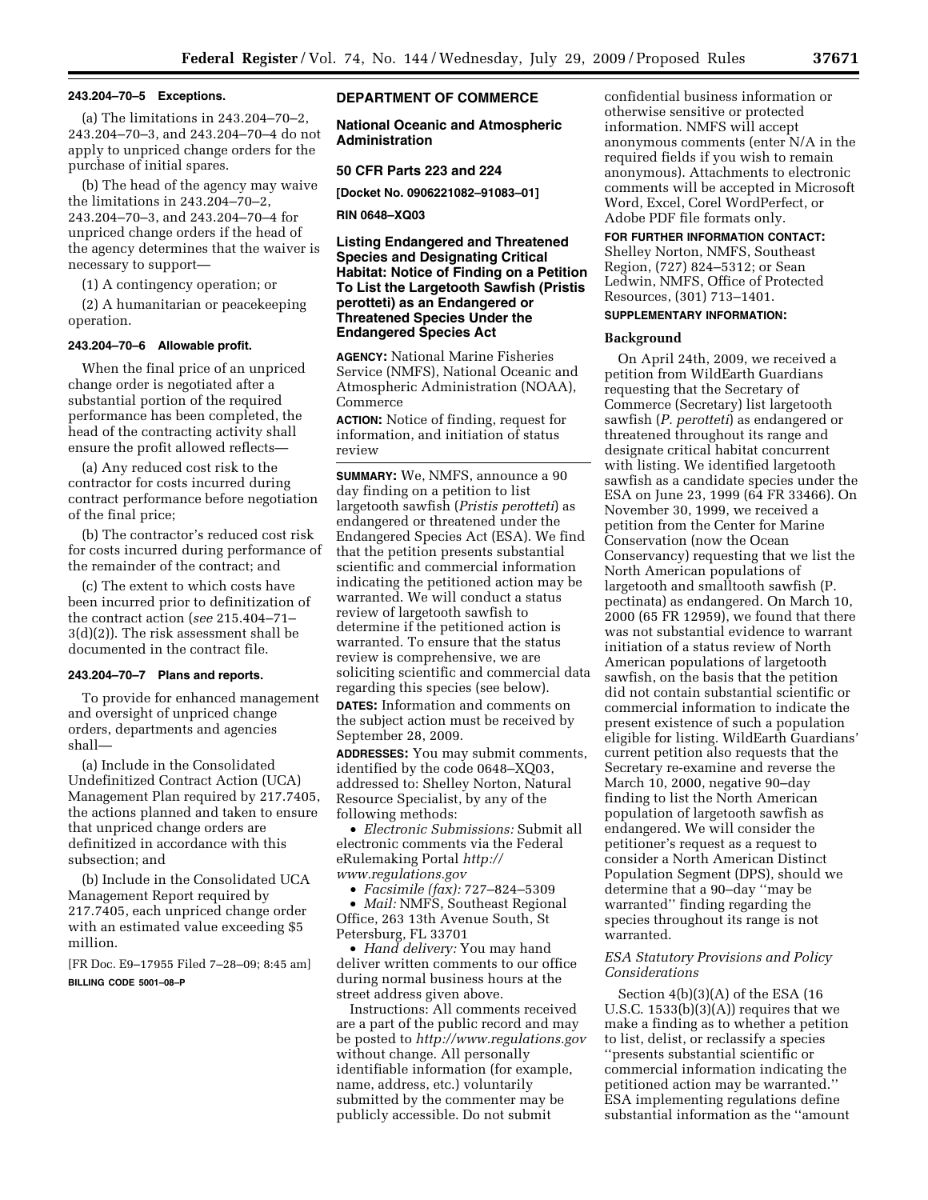### 243.204–70–5 Exceptions.

(a) The limitations in 243.204–70–2, 243.204–70–3, and 243.204–70–4 do not apply to unpriced change orders for the purchase of initial spares.

(b) The head of the agency may waive the limitations in 243.204–70–2, 243.204–70–3, and 243.204–70–4 for unpriced change orders if the head of the agency determines that the waiver is necessary to support—

(1) A contingency operation; or

(2) A humanitarian or peacekeeping operation.

### 243.204–70–6 Allowable profit.

When the final price of an unpriced change order is negotiated after a substantial portion of the required performance has been completed, the head of the contracting activity shall ensure the profit allowed reflects—

(a) Any reduced cost risk to the contractor for costs incurred during contract performance before negotiation of the final price;

(b) The contractor's reduced cost risk for costs incurred during performance of the remainder of the contract; and

(c) The extent to which costs have been incurred prior to definitization of the contract action (*see* 215.404–71–3(d)(2)). The risk assessment shall be documented in the contract file.

### 243.204–70–7 Plans and reports.

To provide for enhanced management and oversight of unpriced change orders, departments and agencies shall—

(a) Include in the Consolidated Undefinitized Contract Action (UCA) Management Plan required by 217.7405, the actions planned and taken to ensure that unpriced change orders are definitized in accordance with this subsection; and

(b) Include in the Consolidated UCA Management Report required by 217.7405, each unpriced change order with an estimated value exceeding $5 million.

[FR Doc. E9–17955 Filed 7–28–09; 8:45 am]

**BILLING CODE 5001–08–P**

## DEPARTMENT OF COMMERCE

### National Oceanic and Atmospheric Administration

### 50 CFR Parts 223 and 224

**[Docket No. 0906221082–91083–01]**

**RIN 0648–XQ03**

### Listing Endangered and Threatened Species and Designating Critical Habitat: Notice of Finding on a Petition To List the Largetooth Sawfish (*Pristis perotteti*) as an Endangered or Threatened Species Under the Endangered Species Act

**AGENCY:** National Marine Fisheries Service (NMFS), National Oceanic and Atmospheric Administration (NOAA), Commerce

**ACTION:** Notice of finding, request for information, and initiation of status review

**SUMMARY:** We, NMFS, announce a 90 day finding on a petition to list largetooth sawfish (*Pristis perotteti*) as endangered or threatened under the Endangered Species Act (ESA). We find that the petition presents substantial scientific and commercial information indicating the petitioned action may be warranted. We will conduct a status review of largetooth sawfish to determine if the petitioned action is warranted. To ensure that the status review is comprehensive, we are soliciting scientific and commercial data regarding this species (see below).

**DATES:** Information and comments on the subject action must be received by September 28, 2009.

**ADDRESSES:** You may submit comments, identified by the code 0648–XQ03, addressed to: Shelley Norton, Natural Resource Specialist, by any of the following methods:

- *Electronic Submissions:* Submit all electronic comments via the Federal eRulemaking Portal *http://www.regulations.gov*
- *Facsimile (fax):* 727–824–5309
- *Mail:* NMFS, Southeast Regional Office, 263 13th Avenue South, St Petersburg, FL 33701
- *Hand delivery:* You may hand deliver written comments to our office during normal business hours at the street address given above.

Instructions: All comments received are a part of the public record and may be posted to *http://www.regulations.gov* without change. All personally identifiable information (for example, name, address, etc.) voluntarily submitted by the commenter may be publicly accessible. Do not submit confidential business information or otherwise sensitive or protected information. NMFS will accept anonymous comments (enter N/A in the required fields if you wish to remain anonymous). Attachments to electronic comments will be accepted in Microsoft Word, Excel, Corel WordPerfect, or Adobe PDF file formats only.

**FOR FURTHER INFORMATION CONTACT:** Shelley Norton, NMFS, Southeast Region, (727) 824–5312; or Sean Ledwin, NMFS, Office of Protected Resources, (301) 713–1401.

**SUPPLEMENTARY INFORMATION:**

## Background

On April 24th, 2009, we received a petition from WildEarth Guardians requesting that the Secretary of Commerce (Secretary) list largetooth sawfish (*P. perotteti*) as endangered or threatened throughout its range and designate critical habitat concurrent with listing. We identified largetooth sawfish as a candidate species under the ESA on June 23, 1999 (64 FR 33466). On November 30, 1999, we received a petition from the Center for Marine Conservation (now the Ocean Conservancy) requesting that we list the North American populations of largetooth and smalltooth sawfish (P. pectinata) as endangered. On March 10, 2000 (65 FR 12959), we found that there was not substantial evidence to warrant initiation of a status review of North American populations of largetooth sawfish, on the basis that the petition did not contain substantial scientific or commercial information to indicate the present existence of such a population eligible for listing. WildEarth Guardians' current petition also requests that the Secretary re-examine and reverse the March 10, 2000, negative 90–day finding to list the North American population of largetooth sawfish as endangered. We will consider the petitioner's request as a request to consider a North American Distinct Population Segment (DPS), should we determine that a 90–day ''may be warranted'' finding regarding the species throughout its range is not warranted.

### *ESA Statutory Provisions and Policy Considerations*

Section 4(b)(3)(A) of the ESA (16 U.S.C. 1533(b)(3)(A)) requires that we make a finding as to whether a petition to list, delist, or reclassify a species ''presents substantial scientific or commercial information indicating the petitioned action may be warranted.'' ESA implementing regulations define substantial information as the ''amount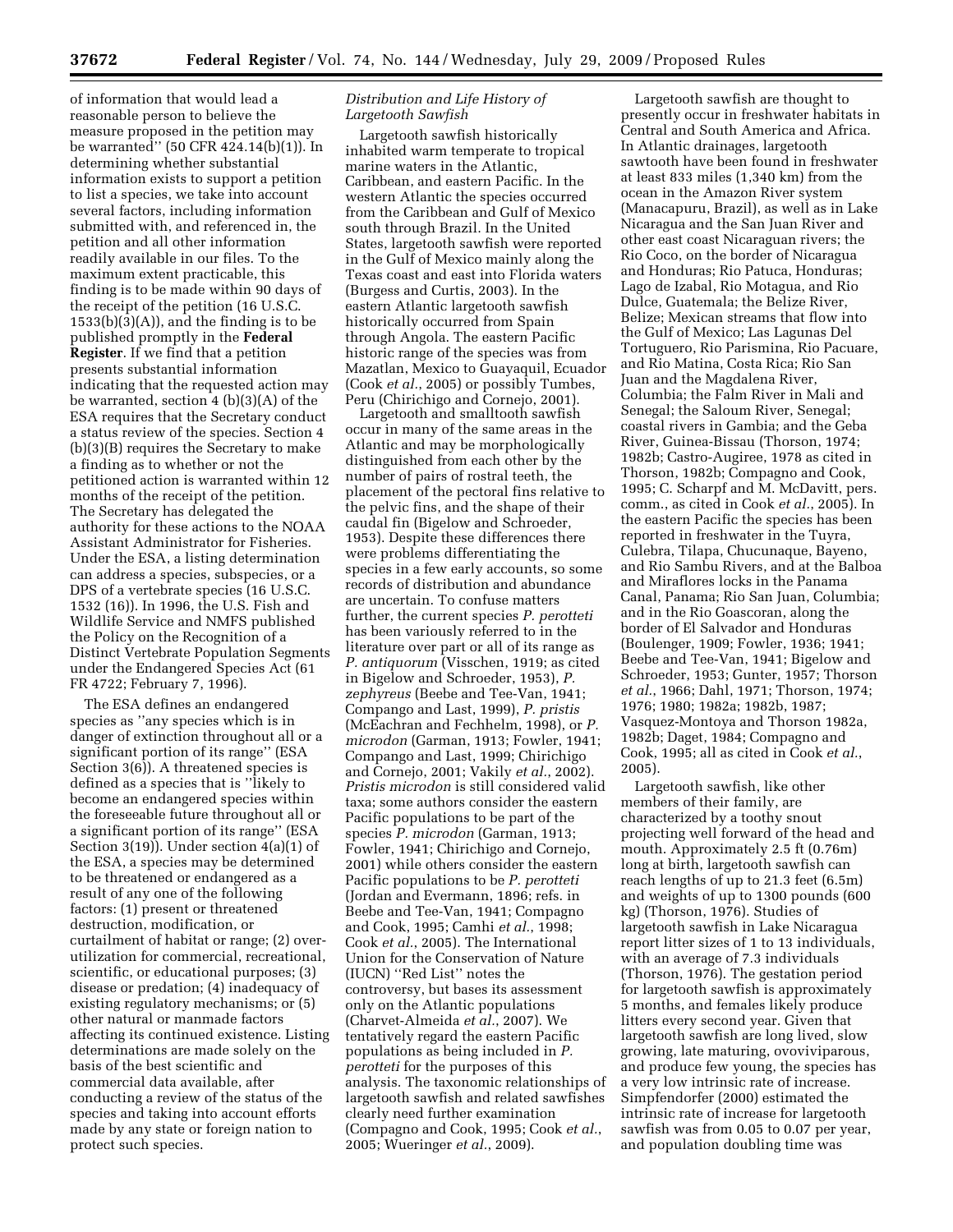of information that would lead a reasonable person to believe the measure proposed in the petition may be warranted'' (50 CFR 424.14(b)(1)). In determining whether substantial information exists to support a petition to list a species, we take into account several factors, including information submitted with, and referenced in, the petition and all other information readily available in our files. To the maximum extent practicable, this finding is to be made within 90 days of the receipt of the petition (16 U.S.C. 1533(b)(3)(A)), and the finding is to be published promptly in the **Federal Register**. If we find that a petition presents substantial information indicating that the requested action may be warranted, section 4 (b)(3)(A) of the ESA requires that the Secretary conduct a status review of the species. Section 4 (b)(3)(B) requires the Secretary to make a finding as to whether or not the petitioned action is warranted within 12 months of the receipt of the petition. The Secretary has delegated the authority for these actions to the NOAA Assistant Administrator for Fisheries. Under the ESA, a listing determination can address a species, subspecies, or a DPS of a vertebrate species (16 U.S.C. 1532 (16)). In 1996, the U.S. Fish and Wildlife Service and NMFS published the Policy on the Recognition of a Distinct Vertebrate Population Segments under the Endangered Species Act (61 FR 4722; February 7, 1996).

The ESA defines an endangered species as ''any species which is in danger of extinction throughout all or a significant portion of its range'' (ESA Section 3(6)). A threatened species is defined as a species that is ''likely to become an endangered species within the foreseeable future throughout all or a significant portion of its range'' (ESA Section 3(19)). Under section 4(a)(1) of the ESA, a species may be determined to be threatened or endangered as a result of any one of the following factors: (1) present or threatened destruction, modification, or curtailment of habitat or range; (2) over-utilization for commercial, recreational, scientific, or educational purposes; (3) disease or predation; (4) inadequacy of existing regulatory mechanisms; or (5) other natural or manmade factors affecting its continued existence. Listing determinations are made solely on the basis of the best scientific and commercial data available, after conducting a review of the status of the species and taking into account efforts made by any state or foreign nation to protect such species.

*Distribution and Life History of Largetooth Sawfish*

Largetooth sawfish historically inhabited warm temperate to tropical marine waters in the Atlantic, Caribbean, and eastern Pacific. In the western Atlantic the species occurred from the Caribbean and Gulf of Mexico south through Brazil. In the United States, largetooth sawfish were reported in the Gulf of Mexico mainly along the Texas coast and east into Florida waters (Burgess and Curtis, 2003). In the eastern Atlantic largetooth sawfish historically occurred from Spain through Angola. The eastern Pacific historic range of the species was from Mazatlan, Mexico to Guayaquil, Ecuador (Cook *et al*., 2005) or possibly Tumbes, Peru (Chirichigo and Cornejo, 2001).

Largetooth and smalltooth sawfish occur in many of the same areas in the Atlantic and may be morphologically distinguished from each other by the number of pairs of rostral teeth, the placement of the pectoral fins relative to the pelvic fins, and the shape of their caudal fin (Bigelow and Schroeder, 1953). Despite these differences there were problems differentiating the species in a few early accounts, so some records of distribution and abundance are uncertain. To confuse matters further, the current species *P. perotteti* has been variously referred to in the literature over part or all of its range as *P. antiquorum* (Visschen, 1919; as cited in Bigelow and Schroeder, 1953), *P. zephyreus* (Beebe and Tee-Van, 1941; Compango and Last, 1999), *P. pristis* (McEachran and Fechhelm, 1998), or *P. microdon* (Garman, 1913; Fowler, 1941; Compango and Last, 1999; Chirichigo and Cornejo, 2001; Vakily *et al*., 2002). *Pristis microdon* is still considered valid taxa; some authors consider the eastern Pacific populations to be part of the species *P. microdon* (Garman, 1913; Fowler, 1941; Chirichigo and Cornejo, 2001) while others consider the eastern Pacific populations to be *P. perotteti* (Jordan and Evermann, 1896; refs. in Beebe and Tee-Van, 1941; Compagno and Cook, 1995; Camhi *et al*., 1998; Cook *et al*., 2005). The International Union for the Conservation of Nature (IUCN) ''Red List'' notes the controversy, but bases its assessment only on the Atlantic populations (Charvet-Almeida *et al*., 2007). We tentatively regard the eastern Pacific populations as being included in *P. perotteti* for the purposes of this analysis. The taxonomic relationships of largetooth sawfish and related sawfishes clearly need further examination (Compagno and Cook, 1995; Cook *et al*., 2005; Wueringer *et al*., 2009).

Largetooth sawfish are thought to presently occur in freshwater habitats in Central and South America and Africa. In Atlantic drainages, largetooth sawtooth have been found in freshwater at least 833 miles (1,340 km) from the ocean in the Amazon River system (Manacapuru, Brazil), as well as in Lake Nicaragua and the San Juan River and other east coast Nicaraguan rivers; the Rio Coco, on the border of Nicaragua and Honduras; Rio Patuca, Honduras; Lago de Izabal, Rio Motagua, and Rio Dulce, Guatemala; the Belize River, Belize; Mexican streams that flow into the Gulf of Mexico; Las Lagunas Del Tortuguero, Rio Parismina, Rio Pacuare, and Rio Matina, Costa Rica; Rio San Juan and the Magdalena River, Columbia; the Falm River in Mali and Senegal; the Saloum River, Senegal; coastal rivers in Gambia; and the Geba River, Guinea-Bissau (Thorson, 1974; 1982b; Castro-Augiree, 1978 as cited in Thorson, 1982b; Compagno and Cook, 1995; C. Scharpf and M. McDavitt, pers. comm., as cited in Cook *et al*., 2005). In the eastern Pacific the species has been reported in freshwater in the Tuyra, Culebra, Tilapa, Chucunaque, Bayeno, and Rio Sambu Rivers, and at the Balboa and Miraflores locks in the Panama Canal, Panama; Rio San Juan, Columbia; and in the Rio Goascoran, along the border of El Salvador and Honduras (Boulenger, 1909; Fowler, 1936; 1941; Beebe and Tee-Van, 1941; Bigelow and Schroeder, 1953; Gunter, 1957; Thorson *et al*., 1966; Dahl, 1971; Thorson, 1974; 1976; 1980; 1982a; 1982b, 1987; Vasquez-Montoya and Thorson 1982a, 1982b; Daget, 1984; Compagno and Cook, 1995; all as cited in Cook *et al*., 2005).

Largetooth sawfish, like other members of their family, are characterized by a toothy snout projecting well forward of the head and mouth. Approximately 2.5 ft (0.76m) long at birth, largetooth sawfish can reach lengths of up to 21.3 feet (6.5m) and weights of up to 1300 pounds (600 kg) (Thorson, 1976). Studies of largetooth sawfish in Lake Nicaragua report litter sizes of 1 to 13 individuals, with an average of 7.3 individuals (Thorson, 1976). The gestation period for largetooth sawfish is approximately 5 months, and females likely produce litters every second year. Given that largetooth sawfish are long lived, slow growing, late maturing, ovoviviparous, and produce few young, the species has a very low intrinsic rate of increase. Simpfendorfer (2000) estimated the intrinsic rate of increase for largetooth sawfish was from 0.05 to 0.07 per year, and population doubling time was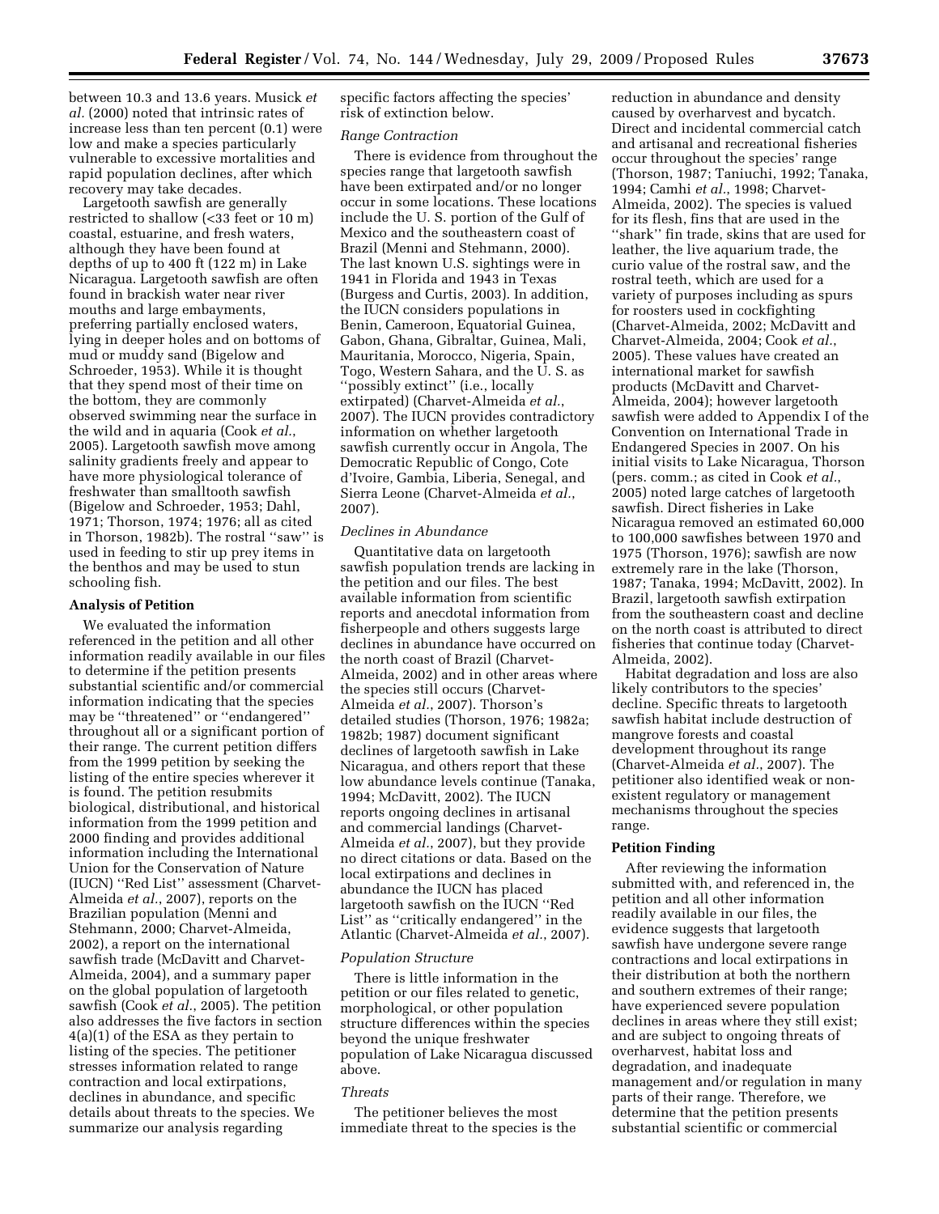between 10.3 and 13.6 years. Musick *et al.* (2000) noted that intrinsic rates of increase less than ten percent (0.1) were low and make a species particularly vulnerable to excessive mortalities and rapid population declines, after which recovery may take decades.

Largetooth sawfish are generally restricted to shallow (<33 feet or 10 m) coastal, estuarine, and fresh waters, although they have been found at depths of up to 400 ft (122 m) in Lake Nicaragua. Largetooth sawfish are often found in brackish water near river mouths and large embayments, preferring partially enclosed waters, lying in deeper holes and on bottoms of mud or muddy sand (Bigelow and Schroeder, 1953). While it is thought that they spend most of their time on the bottom, they are commonly observed swimming near the surface in the wild and in aquaria (Cook *et al.*, 2005). Largetooth sawfish move among salinity gradients freely and appear to have more physiological tolerance of freshwater than smalltooth sawfish (Bigelow and Schroeder, 1953; Dahl, 1971; Thorson, 1974; 1976; all as cited in Thorson, 1982b). The rostral ''saw'' is used in feeding to stir up prey items in the benthos and may be used to stun schooling fish.

**Analysis of Petition**

We evaluated the information referenced in the petition and all other information readily available in our files to determine if the petition presents substantial scientific and/or commercial information indicating that the species may be ''threatened'' or ''endangered'' throughout all or a significant portion of their range. The current petition differs from the 1999 petition by seeking the listing of the entire species wherever it is found. The petition resubmits biological, distributional, and historical information from the 1999 petition and 2000 finding and provides additional information including the International Union for the Conservation of Nature (IUCN) ''Red List'' assessment (Charvet-Almeida *et al.*, 2007), reports on the Brazilian population (Menni and Stehmann, 2000; Charvet-Almeida, 2002), a report on the international sawfish trade (McDavitt and Charvet-Almeida, 2004), and a summary paper on the global population of largetooth sawfish (Cook *et al.*, 2005). The petition also addresses the five factors in section 4(a)(1) of the ESA as they pertain to listing of the species. The petitioner stresses information related to range contraction and local extirpations, declines in abundance, and specific details about threats to the species. We summarize our analysis regarding specific factors affecting the species' risk of extinction below.

*Range Contraction*

There is evidence from throughout the species range that largetooth sawfish have been extirpated and/or no longer occur in some locations. These locations include the U. S. portion of the Gulf of Mexico and the southeastern coast of Brazil (Menni and Stehmann, 2000). The last known U.S. sightings were in 1941 in Florida and 1943 in Texas (Burgess and Curtis, 2003). In addition, the IUCN considers populations in Benin, Cameroon, Equatorial Guinea, Gabon, Ghana, Gibraltar, Guinea, Mali, Mauritania, Morocco, Nigeria, Spain, Togo, Western Sahara, and the U. S. as ''possibly extinct'' (i.e., locally extirpated) (Charvet-Almeida *et al.*, 2007). The IUCN provides contradictory information on whether largetooth sawfish currently occur in Angola, The Democratic Republic of Congo, Cote d'Ivoire, Gambia, Liberia, Senegal, and Sierra Leone (Charvet-Almeida *et al.*, 2007).

*Declines in Abundance*

Quantitative data on largetooth sawfish population trends are lacking in the petition and our files. The best available information from scientific reports and anecdotal information from fisherpeople and others suggests large declines in abundance have occurred on the north coast of Brazil (Charvet-Almeida, 2002) and in other areas where the species still occurs (Charvet-Almeida *et al.*, 2007). Thorson's detailed studies (Thorson, 1976; 1982a; 1982b; 1987) document significant declines of largetooth sawfish in Lake Nicaragua, and others report that these low abundance levels continue (Tanaka, 1994; McDavitt, 2002). The IUCN reports ongoing declines in artisanal and commercial landings (Charvet-Almeida *et al.*, 2007), but they provide no direct citations or data. Based on the local extirpations and declines in abundance the IUCN has placed largetooth sawfish on the IUCN ''Red List'' as ''critically endangered'' in the Atlantic (Charvet-Almeida *et al.*, 2007).

*Population Structure*

There is little information in the petition or our files related to genetic, morphological, or other population structure differences within the species beyond the unique freshwater population of Lake Nicaragua discussed above.

*Threats*

The petitioner believes the most immediate threat to the species is the reduction in abundance and density caused by overharvest and bycatch. Direct and incidental commercial catch and artisanal and recreational fisheries occur throughout the species' range (Thorson, 1987; Taniuchi, 1992; Tanaka, 1994; Camhi *et al.*, 1998; Charvet-Almeida, 2002). The species is valued for its flesh, fins that are used in the ''shark'' fin trade, skins that are used for leather, the live aquarium trade, the curio value of the rostral saw, and the rostral teeth, which are used for a variety of purposes including as spurs for roosters used in cockfighting (Charvet-Almeida, 2002; McDavitt and Charvet-Almeida, 2004; Cook *et al.*, 2005). These values have created an international market for sawfish products (McDavitt and Charvet-Almeida, 2004); however largetooth sawfish were added to Appendix I of the Convention on International Trade in Endangered Species in 2007. On his initial visits to Lake Nicaragua, Thorson (pers. comm.; as cited in Cook *et al.*, 2005) noted large catches of largetooth sawfish. Direct fisheries in Lake Nicaragua removed an estimated 60,000 to 100,000 sawfishes between 1970 and 1975 (Thorson, 1976); sawfish are now extremely rare in the lake (Thorson, 1987; Tanaka, 1994; McDavitt, 2002). In Brazil, largetooth sawfish extirpation from the southeastern coast and decline on the north coast is attributed to direct fisheries that continue today (Charvet-Almeida, 2002).

Habitat degradation and loss are also likely contributors to the species' decline. Specific threats to largetooth sawfish habitat include destruction of mangrove forests and coastal development throughout its range (Charvet-Almeida *et al.*, 2007). The petitioner also identified weak or non-existent regulatory or management mechanisms throughout the species range.

**Petition Finding**

After reviewing the information submitted with, and referenced in, the petition and all other information readily available in our files, the evidence suggests that largetooth sawfish have undergone severe range contractions and local extirpations in their distribution at both the northern and southern extremes of their range; have experienced severe population declines in areas where they still exist; and are subject to ongoing threats of overharvest, habitat loss and degradation, and inadequate management and/or regulation in many parts of their range. Therefore, we determine that the petition presents substantial scientific or commercial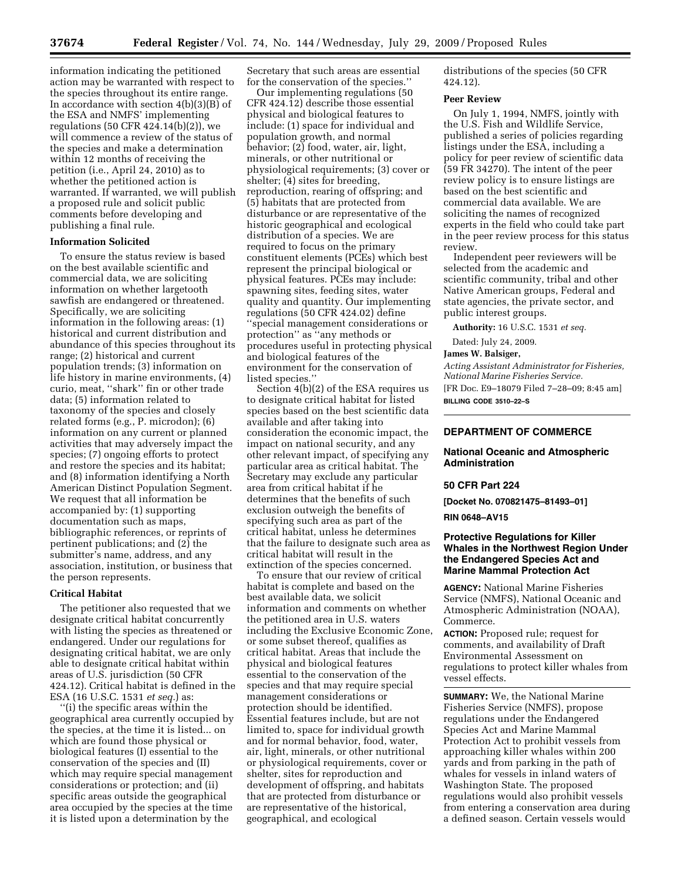information indicating the petitioned action may be warranted with respect to the species throughout its entire range. In accordance with section 4(b)(3)(B) of the ESA and NMFS' implementing regulations (50 CFR 424.14(b)(2)), we will commence a review of the status of the species and make a determination within 12 months of receiving the petition (i.e., April 24, 2010) as to whether the petitioned action is warranted. If warranted, we will publish a proposed rule and solicit public comments before developing and publishing a final rule.

### Information Solicited

To ensure the status review is based on the best available scientific and commercial data, we are soliciting information on whether largetooth sawfish are endangered or threatened. Specifically, we are soliciting information in the following areas: (1) historical and current distribution and abundance of this species throughout its range; (2) historical and current population trends; (3) information on life history in marine environments, (4) curio, meat, ''shark'' fin or other trade data; (5) information related to taxonomy of the species and closely related forms (e.g., P. microdon); (6) information on any current or planned activities that may adversely impact the species; (7) ongoing efforts to protect and restore the species and its habitat; and (8) information identifying a North American Distinct Population Segment. We request that all information be accompanied by: (1) supporting documentation such as maps, bibliographic references, or reprints of pertinent publications; and (2) the submitter's name, address, and any association, institution, or business that the person represents.

### Critical Habitat

The petitioner also requested that we designate critical habitat concurrently with listing the species as threatened or endangered. Under our regulations for designating critical habitat, we are only able to designate critical habitat within areas of U.S. jurisdiction (50 CFR 424.12). Critical habitat is defined in the ESA (16 U.S.C. 1531 *et seq.*) as:

''(i) the specific areas within the geographical area currently occupied by the species, at the time it is listed... on which are found those physical or biological features (I) essential to the conservation of the species and (II) which may require special management considerations or protection; and (ii) specific areas outside the geographical area occupied by the species at the time it is listed upon a determination by the Secretary that such areas are essential for the conservation of the species.''

Our implementing regulations (50 CFR 424.12) describe those essential physical and biological features to include: (1) space for individual and population growth, and normal behavior; (2) food, water, air, light, minerals, or other nutritional or physiological requirements; (3) cover or shelter; (4) sites for breeding, reproduction, rearing of offspring; and (5) habitats that are protected from disturbance or are representative of the historic geographical and ecological distribution of a species. We are required to focus on the primary constituent elements (PCEs) which best represent the principal biological or physical features. PCEs may include: spawning sites, feeding sites, water quality and quantity. Our implementing regulations (50 CFR 424.02) define ''special management considerations or protection'' as ''any methods or procedures useful in protecting physical and biological features of the environment for the conservation of listed species.''

Section 4(b)(2) of the ESA requires us to designate critical habitat for listed species based on the best scientific data available and after taking into consideration the economic impact, the impact on national security, and any other relevant impact, of specifying any particular area as critical habitat. The Secretary may exclude any particular area from critical habitat if he determines that the benefits of such exclusion outweigh the benefits of specifying such area as part of the critical habitat, unless he determines that the failure to designate such area as critical habitat will result in the extinction of the species concerned.

To ensure that our review of critical habitat is complete and based on the best available data, we solicit information and comments on whether the petitioned area in U.S. waters including the Exclusive Economic Zone, or some subset thereof, qualifies as critical habitat. Areas that include the physical and biological features essential to the conservation of the species and that may require special management considerations or protection should be identified. Essential features include, but are not limited to, space for individual growth and for normal behavior, food, water, air, light, minerals, or other nutritional or physiological requirements, cover or shelter, sites for reproduction and development of offspring, and habitats that are protected from disturbance or are representative of the historical, geographical, and ecological distributions of the species (50 CFR 424.12).

### Peer Review

On July 1, 1994, NMFS, jointly with the U.S. Fish and Wildlife Service, published a series of policies regarding listings under the ESA, including a policy for peer review of scientific data (59 FR 34270). The intent of the peer review policy is to ensure listings are based on the best scientific and commercial data available. We are soliciting the names of recognized experts in the field who could take part in the peer review process for this status review.

Independent peer reviewers will be selected from the academic and scientific community, tribal and other Native American groups, Federal and state agencies, the private sector, and public interest groups.

**Authority:** 16 U.S.C. 1531 *et seq.*

Dated: July 24, 2009.

**James W. Balsiger,**

*Acting Assistant Administrator for Fisheries, National Marine Fisheries Service.*

[FR Doc. E9–18079 Filed 7–28–09; 8:45 am]

**BILLING CODE 3510–22–S**

---

## DEPARTMENT OF COMMERCE

### National Oceanic and Atmospheric Administration

### 50 CFR Part 224

**[Docket No. 070821475–81493–01]**

**RIN 0648–AV15**

### Protective Regulations for Killer Whales in the Northwest Region Under the Endangered Species Act and Marine Mammal Protection Act

**AGENCY:** National Marine Fisheries Service (NMFS), National Oceanic and Atmospheric Administration (NOAA), Commerce.

**ACTION:** Proposed rule; request for comments, and availability of Draft Environmental Assessment on regulations to protect killer whales from vessel effects.

**SUMMARY:** We, the National Marine Fisheries Service (NMFS), propose regulations under the Endangered Species Act and Marine Mammal Protection Act to prohibit vessels from approaching killer whales within 200 yards and from parking in the path of whales for vessels in inland waters of Washington State. The proposed regulations would also prohibit vessels from entering a conservation area during a defined season. Certain vessels would